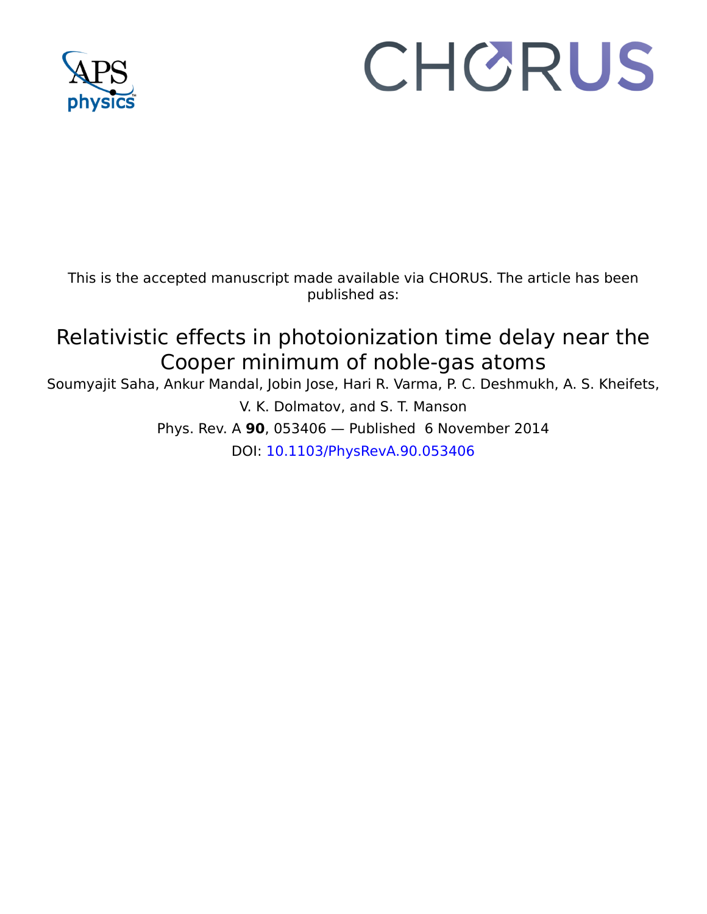This is the accepted manuscript made available via CHORUS. The article has been published as:

# Relativistic effects in photoionization time delay near the Cooper minimum of noble-gas atoms

Soumyajit Saha, Ankur Mandal, Jobin Jose, Hari R. Varma, P. C. Deshmukh, A. S. Kheifets, V. K. Dolmatov, and S. T. Manson

Phys. Rev. A **90**, 053406 — Published 6 November 2014

DOI: 10.1103/PhysRevA.90.053406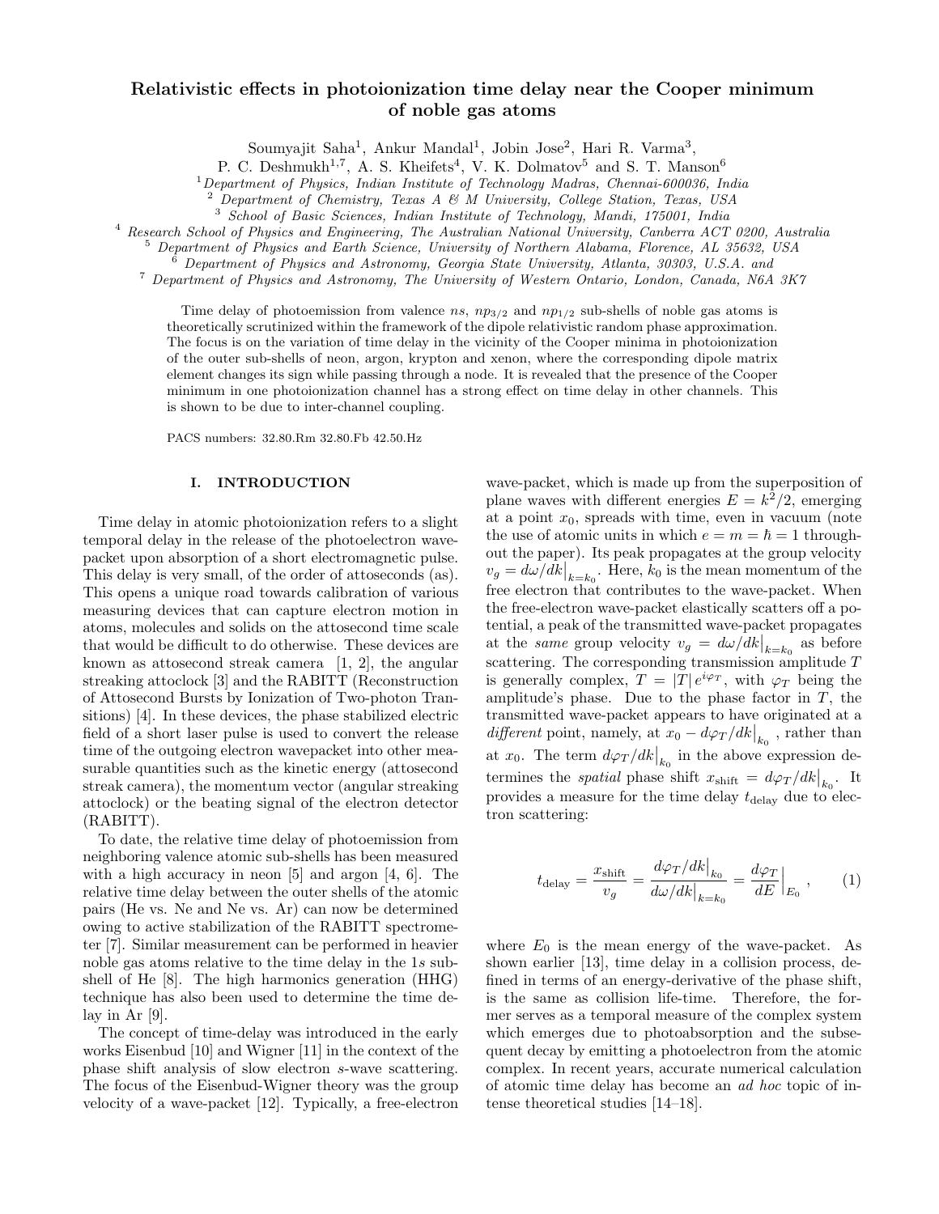# Relativistic effects in photoionization time delay near the Cooper minimum of noble gas atoms

Soumyajit Saha[1], Ankur Mandal[1], Jobin Jose[2], Hari R. Varma[3], P. C. Deshmukh[1,7], A. S. Kheifets[4], V. K. Dolmatov[5] and S. T. Manson[6]

[1] *Department of Physics, Indian Institute of Technology Madras, Chennai-600036, India*
[2] *Department of Chemistry, Texas A & M University, College Station, Texas, USA*
[3] *School of Basic Sciences, Indian Institute of Technology, Mandi, 175001, India*
[4] *Research School of Physics and Engineering, The Australian National University, Canberra ACT 0200, Australia*
[5] *Department of Physics and Earth Science, University of Northern Alabama, Florence, AL 35632, USA*
[6] *Department of Physics and Astronomy, Georgia State University, Atlanta, 30303, U.S.A. and*
[7] *Department of Physics and Astronomy, The University of Western Ontario, London, Canada, N6A 3K7*

Time delay of photoemission from valence $ns$, $np_{3/2}$ and $np_{1/2}$ sub-shells of noble gas atoms is theoretically scrutinized within the framework of the dipole relativistic random phase approximation. The focus is on the variation of time delay in the vicinity of the Cooper minima in photoionization of the outer sub-shells of neon, argon, krypton and xenon, where the corresponding dipole matrix element changes its sign while passing through a node. It is revealed that the presence of the Cooper minimum in one photoionization channel has a strong effect on time delay in other channels. This is shown to be due to inter-channel coupling.

PACS numbers: 32.80.Rm 32.80.Fb 42.50.Hz

## I. INTRODUCTION

Time delay in atomic photoionization refers to a slight temporal delay in the release of the photoelectron wave-packet upon absorption of a short electromagnetic pulse. This delay is very small, of the order of attoseconds (as). This opens a unique road towards calibration of various measuring devices that can capture electron motion in atoms, molecules and solids on the attosecond time scale that would be difficult to do otherwise. These devices are known as attosecond streak camera [1, 2], the angular streaking attoclock [3] and the RABITT (Reconstruction of Attosecond Bursts by Ionization of Two-photon Transitions) [4]. In these devices, the phase stabilized electric field of a short laser pulse is used to convert the release time of the outgoing electron wavepacket into other measurable quantities such as the kinetic energy (attosecond streak camera), the momentum vector (angular streaking attoclock) or the beating signal of the electron detector (RABITT).

To date, the relative time delay of photoemission from neighboring valence atomic sub-shells has been measured with a high accuracy in neon [5] and argon [4, 6]. The relative time delay between the outer shells of the atomic pairs (He vs. Ne and Ne vs. Ar) can now be determined owing to active stabilization of the RABITT spectrometer [7]. Similar measurement can be performed in heavier noble gas atoms relative to the time delay in the 1$s$ sub-shell of He [8]. The high harmonics generation (HHG) technique has also been used to determine the time delay in Ar [9].

The concept of time-delay was introduced in the early works Eisenbud [10] and Wigner [11] in the context of the phase shift analysis of slow electron $s$-wave scattering. The focus of the Eisenbud-Wigner theory was the group velocity of a wave-packet [12]. Typically, a free-electron wave-packet, which is made up from the superposition of plane waves with different energies $E = k^2/2$, emerging at a point $x_0$, spreads with time, even in vacuum (note the use of atomic units in which $e = m = \hbar = 1$ throughout the paper). Its peak propagates at the group velocity $v_g = d\omega/dk\big|_{k=k_0}$. Here, $k_0$ is the mean momentum of the free electron that contributes to the wave-packet. When the free-electron wave-packet elastically scatters off a potential, a peak of the transmitted wave-packet propagates at the *same* group velocity $v_g = d\omega/dk\big|_{k=k_0}$ as before scattering. The corresponding transmission amplitude $T$ is generally complex, $T = |T|\, e^{i\varphi_T}$, with $\varphi_T$ being the amplitude's phase. Due to the phase factor in $T$, the transmitted wave-packet appears to have originated at a *different* point, namely, at $x_0 - d\varphi_T/dk\big|_{k_0}$, rather than at $x_0$. The term $d\varphi_T/dk\big|_{k_0}$ in the above expression determines the *spatial* phase shift $x_{\rm shift} = d\varphi_T/dk\big|_{k_0}$. It provides a measure for the time delay $t_{\rm delay}$ due to electron scattering:

$$
t_{\rm delay} = \frac{x_{\rm shift}}{v_g} = \frac{d\varphi_T/dk\big|_{k_0}}{d\omega/dk\big|_{k=k_0}} = \frac{d\varphi_T}{dE}\Big|_{E_0}\,, \qquad (1)
$$

where $E_0$ is the mean energy of the wave-packet. As shown earlier [13], time delay in a collision process, defined in terms of an energy-derivative of the phase shift, is the same as collision life-time. Therefore, the former serves as a temporal measure of the complex system which emerges due to photoabsorption and the subsequent decay by emitting a photoelectron from the atomic complex. In recent years, accurate numerical calculation of atomic time delay has become an *ad hoc* topic of intense theoretical studies [14–18].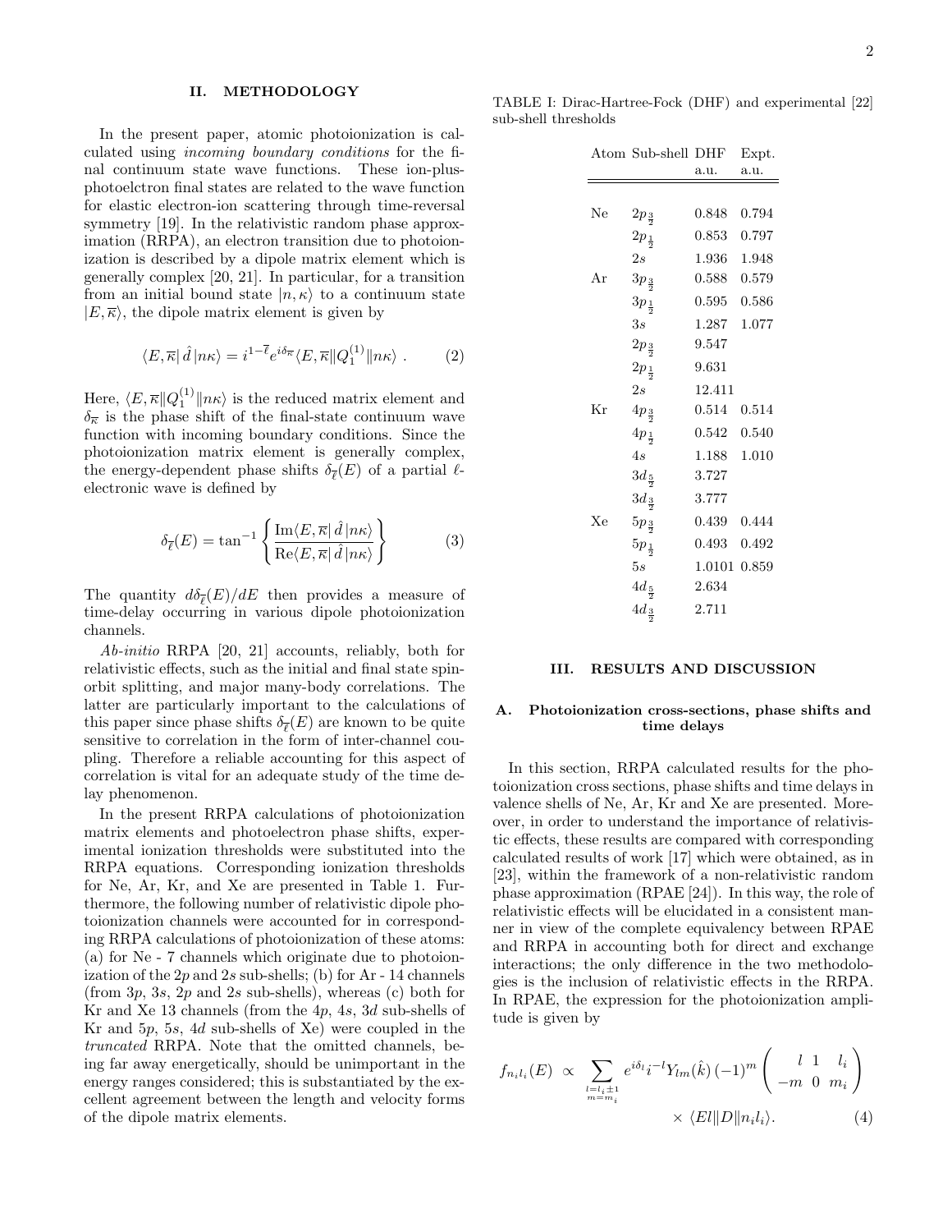## II. METHODOLOGY

In the present paper, atomic photoionization is calculated using *incoming boundary conditions* for the final continuum state wave functions. These ion-plus-photoelctron final states are related to the wave function for elastic electron-ion scattering through time-reversal symmetry [19]. In the relativistic random phase approximation (RRPA), an electron transition due to photoionization is described by a dipole matrix element which is generally complex [20, 21]. In particular, for a transition from an initial bound state $|n, \kappa\rangle$ to a continuum state $|E, \overline{\kappa}\rangle$, the dipole matrix element is given by

$$\langle E, \overline{\kappa}|\, \hat{d}\, |n\kappa\rangle = i^{1-\overline{\ell}} e^{i\delta_{\overline{\kappa}}} \langle E, \overline{\kappa} \| Q_1^{(1)} \| n\kappa\rangle \; . \tag{2}$$

Here, $\langle E, \overline{\kappa} \| Q_1^{(1)} \| n\kappa\rangle$ is the reduced matrix element and $\delta_{\overline{\kappa}}$ is the phase shift of the final-state continuum wave function with incoming boundary conditions. Since the photoionization matrix element is generally complex, the energy-dependent phase shifts $\delta_{\overline{\ell}}(E)$ of a partial $\ell$-electronic wave is defined by

$$\delta_{\overline{\ell}}(E) = \tan^{-1} \left\{ \frac{\mathrm{Im}\langle E, \overline{\kappa}|\, \hat{d}\, |n\kappa\rangle}{\mathrm{Re}\langle E, \overline{\kappa}|\, \hat{d}\, |n\kappa\rangle} \right\} \tag{3}$$

The quantity $d\delta_{\overline{\ell}}(E)/dE$ then provides a measure of time-delay occurring in various dipole photoionization channels.

*Ab-initio* RRPA [20, 21] accounts, reliably, both for relativistic effects, such as the initial and final state spin-orbit splitting, and major many-body correlations. The latter are particularly important to the calculations of this paper since phase shifts $\delta_{\overline{\ell}}(E)$ are known to be quite sensitive to correlation in the form of inter-channel coupling. Therefore a reliable accounting for this aspect of correlation is vital for an adequate study of the time delay phenomenon.

In the present RRPA calculations of photoionization matrix elements and photoelectron phase shifts, experimental ionization thresholds were substituted into the RRPA equations. Corresponding ionization thresholds for Ne, Ar, Kr, and Xe are presented in Table 1. Furthermore, the following number of relativistic dipole photoionization channels were accounted for in corresponding RRPA calculations of photoionization of these atoms: (a) for Ne - 7 channels which originate due to photoionization of the 2$p$ and 2$s$ sub-shells; (b) for Ar - 14 channels (from 3$p$, 3$s$, 2$p$ and 2$s$ sub-shells), whereas (c) both for Kr and Xe 13 channels (from the 4$p$, 4$s$, 3$d$ sub-shells of Kr and 5$p$, 5$s$, 4$d$ sub-shells of Xe) were coupled in the *truncated* RRPA. Note that the omitted channels, being far away energetically, should be unimportant in the energy ranges considered; this is substantiated by the excellent agreement between the length and velocity forms of the dipole matrix elements.

TABLE I: Dirac-Hartree-Fock (DHF) and experimental [22] sub-shell thresholds

| Atom | Sub-shell | DHF a.u. | Expt. a.u. |
|---|---|---|---|
| Ne | $2p_{\frac{3}{2}}$ | 0.848 | 0.794 |
| | $2p_{\frac{1}{2}}$ | 0.853 | 0.797 |
| | $2s$ | 1.936 | 1.948 |
| Ar | $3p_{\frac{3}{2}}$ | 0.588 | 0.579 |
| | $3p_{\frac{1}{2}}$ | 0.595 | 0.586 |
| | $3s$ | 1.287 | 1.077 |
| | $2p_{\frac{3}{2}}$ | 9.547 | |
| | $2p_{\frac{1}{2}}$ | 9.631 | |
| | $2s$ | 12.411 | |
| Kr | $4p_{\frac{3}{2}}$ | 0.514 | 0.514 |
| | $4p_{\frac{1}{2}}$ | 0.542 | 0.540 |
| | $4s$ | 1.188 | 1.010 |
| | $3d_{\frac{5}{2}}$ | 3.727 | |
| | $3d_{\frac{3}{2}}$ | 3.777 | |
| Xe | $5p_{\frac{3}{2}}$ | 0.439 | 0.444 |
| | $5p_{\frac{1}{2}}$ | 0.493 | 0.492 |
| | $5s$ | 1.0101 | 0.859 |
| | $4d_{\frac{5}{2}}$ | 2.634 | |
| | $4d_{\frac{3}{2}}$ | 2.711 | |

## III. RESULTS AND DISCUSSION

### A. Photoionization cross-sections, phase shifts and time delays

In this section, RRPA calculated results for the photoionization cross sections, phase shifts and time delays in valence shells of Ne, Ar, Kr and Xe are presented. Moreover, in order to understand the importance of relativistic effects, these results are compared with corresponding calculated results of work [17] which were obtained, as in [23], within the framework of a non-relativistic random phase approximation (RPAE [24]). In this way, the role of relativistic effects will be elucidated in a consistent manner in view of the complete equivalency between RPAE and RRPA in accounting both for direct and exchange interactions; the only difference in the two methodologies is the inclusion of relativistic effects in the RRPA. In RPAE, the expression for the photoionization amplitude is given by

$$f_{n_i l_i}(E) \;\propto\; \sum_{\substack{l=l_i\pm 1 \\ m=m_i}} e^{i\delta_l} i^{-l} Y_{lm}(\hat{k})\, (-1)^m \begin{pmatrix} l & 1 & l_i \\ -m & 0 & m_i \end{pmatrix} \times \langle El \| D \| n_i l_i \rangle. \tag{4}$$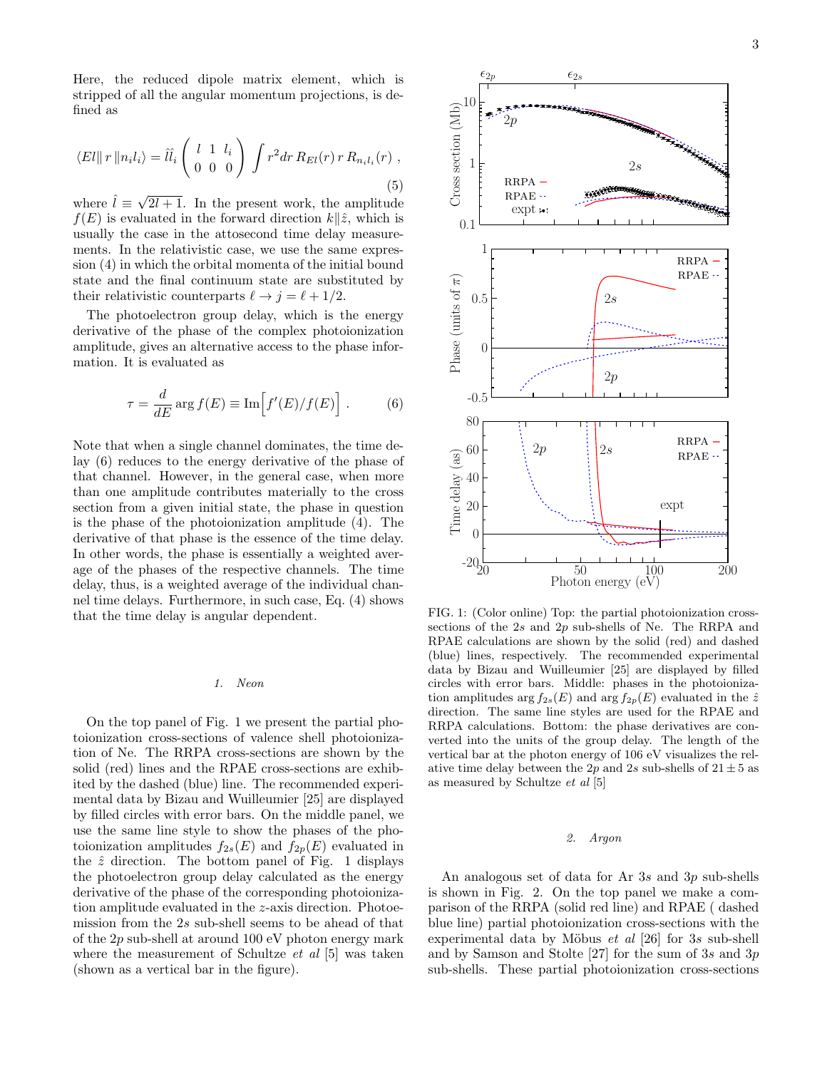Here, the reduced dipole matrix element, which is stripped of all the angular momentum projections, is defined as

$$\langle El \| \, r \, \| n_i l_i \rangle = \hat{l}\hat{l}_i \begin{pmatrix} l & 1 & l_i \\ 0 & 0 & 0 \end{pmatrix} \int r^2 dr \, R_{El}(r) \, r \, R_{n_i l_i}(r) \ , \tag{5}$$

where $\hat{l} \equiv \sqrt{2l+1}$. In the present work, the amplitude $f(E)$ is evaluated in the forward direction $k \| \hat{z}$, which is usually the case in the attosecond time delay measurements. In the relativistic case, we use the same expression (4) in which the orbital momenta of the initial bound state and the final continuum state are substituted by their relativistic counterparts $\ell \to j = \ell + 1/2$.

The photoelectron group delay, which is the energy derivative of the phase of the complex photoionization amplitude, gives an alternative access to the phase information. It is evaluated as

$$\tau = \frac{d}{dE} \arg f(E) \equiv \mathrm{Im}\Big[ f'(E)/f(E) \Big] \ . \tag{6}$$

Note that when a single channel dominates, the time delay (6) reduces to the energy derivative of the phase of that channel. However, in the general case, when more than one amplitude contributes materially to the cross section from a given initial state, the phase in question is the phase of the photoionization amplitude (4). The derivative of that phase is the essence of the time delay. In other words, the phase is essentially a weighted average of the phases of the respective channels. The time delay, thus, is a weighted average of the individual channel time delays. Furthermore, in such case, Eq. (4) shows that the time delay is angular dependent.

### 1. Neon

On the top panel of Fig. 1 we present the partial photoionization cross-sections of valence shell photoionization of Ne. The RRPA cross-sections are shown by the solid (red) lines and the RPAE cross-sections are exhibited by the dashed (blue) line. The recommended experimental data by Bizau and Wuilleumier [25] are displayed by filled circles with error bars. On the middle panel, we use the same line style to show the phases of the photoionization amplitudes $f_{2s}(E)$ and $f_{2p}(E)$ evaluated in the $\hat{z}$ direction. The bottom panel of Fig. 1 displays the photoelectron group delay calculated as the energy derivative of the phase of the corresponding photoionization amplitude evaluated in the $z$-axis direction. Photoemission from the $2s$ sub-shell seems to be ahead of that of the $2p$ sub-shell at around 100 eV photon energy mark where the measurement of Schultze *et al* [5] was taken (shown as a vertical bar in the figure).

FIG. 1: (Color online) Top: the partial photoionization cross-sections of the $2s$ and $2p$ sub-shells of Ne. The RRPA and RPAE calculations are shown by the solid (red) and dashed (blue) lines, respectively. The recommended experimental data by Bizau and Wuilleumier [25] are displayed by filled circles with error bars. Middle: phases in the photoionization amplitudes $\arg f_{2s}(E)$ and $\arg f_{2p}(E)$ evaluated in the $\hat{z}$ direction. The same line styles are used for the RPAE and RRPA calculations. Bottom: the phase derivatives are converted into the units of the group delay. The length of the vertical bar at the photon energy of 106 eV visualizes the relative time delay between the $2p$ and $2s$ sub-shells of $21 \pm 5$ as as measured by Schultze *et al* [5]

### 2. Argon

An analogous set of data for Ar $3s$ and $3p$ sub-shells is shown in Fig. 2. On the top panel we make a comparison of the RRPA (solid red line) and RPAE ( dashed blue line) partial photoionization cross-sections with the experimental data by Möbus *et al* [26] for $3s$ sub-shell and by Samson and Stolte [27] for the sum of $3s$ and $3p$ sub-shells. These partial photoionization cross-sections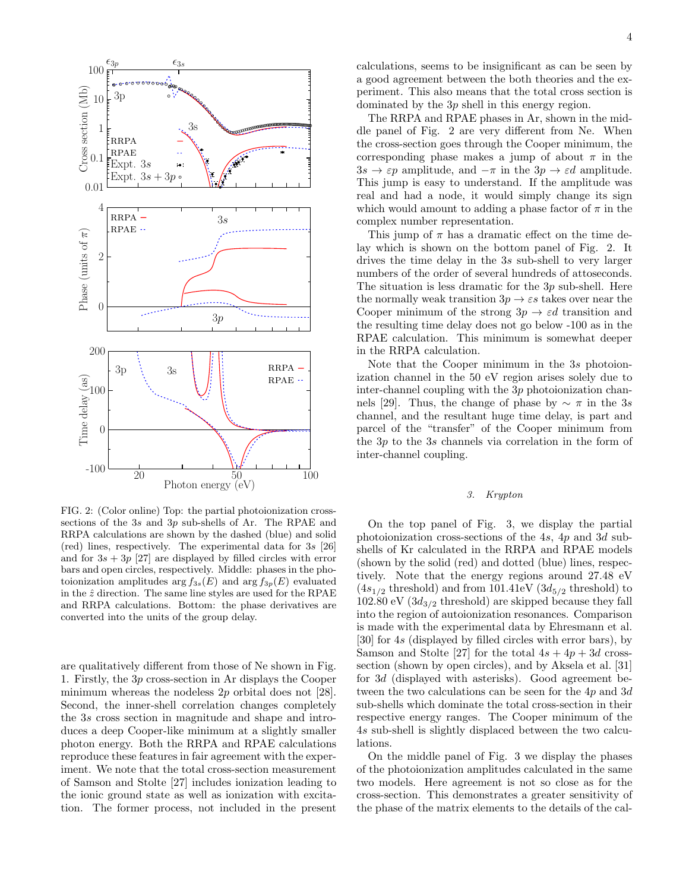FIG. 2: (Color online) Top: the partial photoionization cross-sections of the $3s$ and $3p$ sub-shells of Ar. The RPAE and RRPA calculations are shown by the dashed (blue) and solid (red) lines, respectively. The experimental data for $3s$ [26] and for $3s+3p$ [27] are displayed by filled circles with error bars and open circles, respectively. Middle: phases in the photoionization amplitudes $\arg f_{3s}(E)$ and $\arg f_{3p}(E)$ evaluated in the $\hat{z}$ direction. The same line styles are used for the RPAE and RRPA calculations. Bottom: the phase derivatives are converted into the units of the group delay.

are qualitatively different from those of Ne shown in Fig. 1. Firstly, the $3p$ cross-section in Ar displays the Cooper minimum whereas the nodeless $2p$ orbital does not [28]. Second, the inner-shell correlation changes completely the $3s$ cross section in magnitude and shape and introduces a deep Cooper-like minimum at a slightly smaller photon energy. Both the RRPA and RPAE calculations reproduce these features in fair agreement with the experiment. We note that the total cross-section measurement of Samson and Stolte [27] includes ionization leading to the ionic ground state as well as ionization with excitation. The former process, not included in the present calculations, seems to be insignificant as can be seen by a good agreement between the both theories and the experiment. This also means that the total cross section is dominated by the $3p$ shell in this energy region.

The RRPA and RPAE phases in Ar, shown in the middle panel of Fig. 2 are very different from Ne. When the cross-section goes through the Cooper minimum, the corresponding phase makes a jump of about $\pi$ in the $3s \to \varepsilon p$ amplitude, and $-\pi$ in the $3p \to \varepsilon d$ amplitude. This jump is easy to understand. If the amplitude was real and had a node, it would simply change its sign which would amount to adding a phase factor of $\pi$ in the complex number representation.

This jump of $\pi$ has a dramatic effect on the time delay which is shown on the bottom panel of Fig. 2. It drives the time delay in the $3s$ sub-shell to very larger numbers of the order of several hundreds of attoseconds. The situation is less dramatic for the $3p$ sub-shell. Here the normally weak transition $3p \to \varepsilon s$ takes over near the Cooper minimum of the strong $3p \to \varepsilon d$ transition and the resulting time delay does not go below -100 as in the RPAE calculation. This minimum is somewhat deeper in the RRPA calculation.

Note that the Cooper minimum in the $3s$ photoionization channel in the 50 eV region arises solely due to inter-channel coupling with the $3p$ photoionization channels [29]. Thus, the change of phase by $\sim \pi$ in the $3s$ channel, and the resultant huge time delay, is part and parcel of the "transfer" of the Cooper minimum from the $3p$ to the $3s$ channels via correlation in the form of inter-channel coupling.

### *3. Krypton*

On the top panel of Fig. 3, we display the partial photoionization cross-sections of the $4s$, $4p$ and $3d$ sub-shells of Kr calculated in the RRPA and RPAE models (shown by the solid (red) and dotted (blue) lines, respectively. Note that the energy regions around 27.48 eV ($4s_{1/2}$ threshold) and from 101.41eV ($3d_{5/2}$ threshold) to 102.80 eV ($3d_{3/2}$ threshold) are skipped because they fall into the region of autoionization resonances. Comparison is made with the experimental data by Ehresmann et al. [30] for $4s$ (displayed by filled circles with error bars), by Samson and Stolte [27] for the total $4s+4p+3d$ cross-section (shown by open circles), and by Aksela et al. [31] for $3d$ (displayed with asterisks). Good agreement between the two calculations can be seen for the $4p$ and $3d$ sub-shells which dominate the total cross-section in their respective energy ranges. The Cooper minimum of the $4s$ sub-shell is slightly displaced between the two calculations.

On the middle panel of Fig. 3 we display the phases of the photoionization amplitudes calculated in the same two models. Here agreement is not so close as for the cross-section. This demonstrates a greater sensitivity of the phase of the matrix elements to the details of the cal-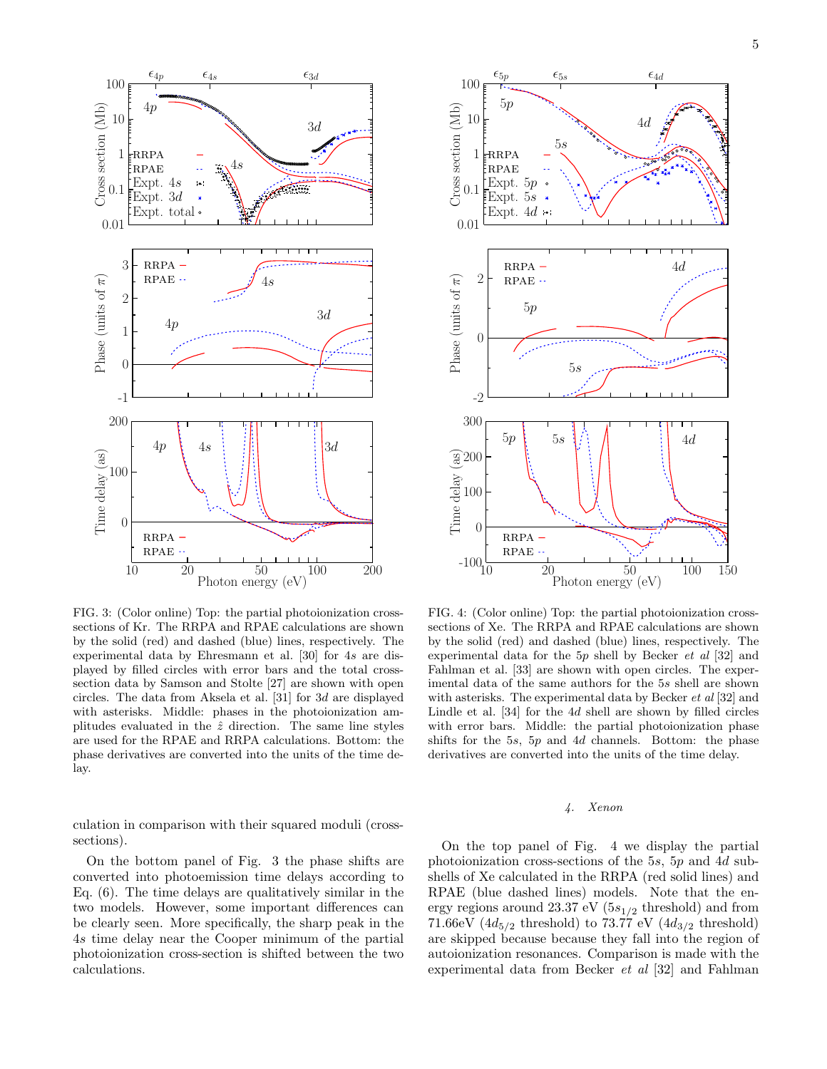FIG. 3: (Color online) Top: the partial photoionization cross-sections of Kr. The RRPA and RPAE calculations are shown by the solid (red) and dashed (blue) lines, respectively. The experimental data by Ehresmann et al. [30] for $4s$ are displayed by filled circles with error bars and the total cross-section data by Samson and Stolte [27] are shown with open circles. The data from Aksela et al. [31] for $3d$ are displayed with asterisks. Middle: phases in the photoionization amplitudes evaluated in the $\hat{z}$ direction. The same line styles are used for the RPAE and RRPA calculations. Bottom: the phase derivatives are converted into the units of the time delay.

FIG. 4: (Color online) Top: the partial photoionization cross-sections of Xe. The RRPA and RPAE calculations are shown by the solid (red) and dashed (blue) lines, respectively. The experimental data for the $5p$ shell by Becker *et al* [32] and Fahlman et al. [33] are shown with open circles. The experimental data of the same authors for the $5s$ shell are shown with asterisks. The experimental data by Becker *et al* [32] and Lindle et al. [34] for the $4d$ shell are shown by filled circles with error bars. Middle: the partial photoionization phase shifts for the $5s$, $5p$ and $4d$ channels. Bottom: the phase derivatives are converted into the units of the time delay.

culation in comparison with their squared moduli (cross-sections).

On the bottom panel of Fig. 3 the phase shifts are converted into photoemission time delays according to Eq. (6). The time delays are qualitatively similar in the two models. However, some important differences can be clearly seen. More specifically, the sharp peak in the $4s$ time delay near the Cooper minimum of the partial photoionization cross-section is shifted between the two calculations.

### 4. Xenon

On the top panel of Fig. 4 we display the partial photoionization cross-sections of the $5s$, $5p$ and $4d$ subshells of Xe calculated in the RRPA (red solid lines) and RPAE (blue dashed lines) models. Note that the energy regions around 23.37 eV ($5s_{1/2}$ threshold) and from 71.66eV ($4d_{5/2}$ threshold) to 73.77 eV ($4d_{3/2}$ threshold) are skipped because because they fall into the region of autoionization resonances. Comparison is made with the experimental data from Becker *et al* [32] and Fahlman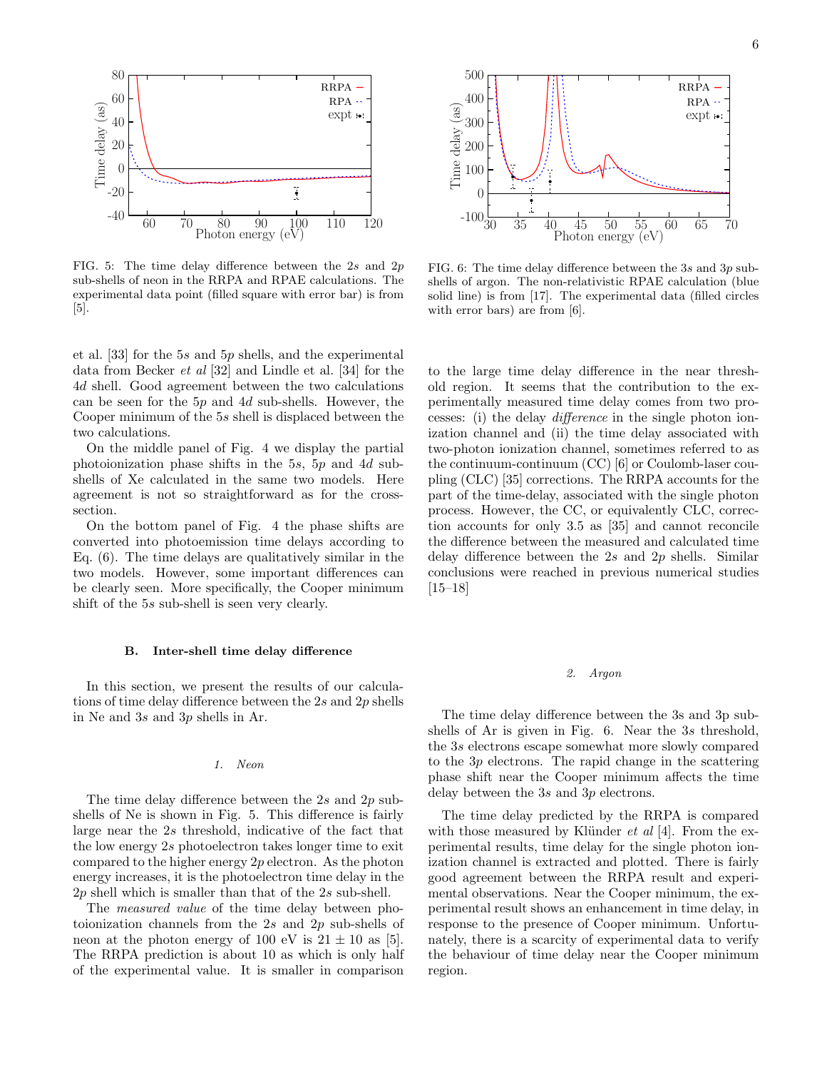FIG. 5: The time delay difference between the $2s$ and $2p$ sub-shells of neon in the RRPA and RPAE calculations. The experimental data point (filled square with error bar) is from [5].

FIG. 6: The time delay difference between the $3s$ and $3p$ sub-shells of argon. The non-relativistic RPAE calculation (blue solid line) is from [17]. The experimental data (filled circles with error bars) are from [6].

et al. [33] for the $5s$ and $5p$ shells, and the experimental data from Becker *et al* [32] and Lindle et al. [34] for the $4d$ shell. Good agreement between the two calculations can be seen for the $5p$ and $4d$ sub-shells. However, the Cooper minimum of the $5s$ shell is displaced between the two calculations.

On the middle panel of Fig. 4 we display the partial photoionization phase shifts in the $5s$, $5p$ and $4d$ sub-shells of Xe calculated in the same two models. Here agreement is not so straightforward as for the cross-section.

On the bottom panel of Fig. 4 the phase shifts are converted into photoemission time delays according to Eq. (6). The time delays are qualitatively similar in the two models. However, some important differences can be clearly seen. More specifically, the Cooper minimum shift of the $5s$ sub-shell is seen very clearly.

### B. Inter-shell time delay difference

In this section, we present the results of our calculations of time delay difference between the $2s$ and $2p$ shells in Ne and $3s$ and $3p$ shells in Ar.

#### 1. Neon

The time delay difference between the $2s$ and $2p$ sub-shells of Ne is shown in Fig. 5. This difference is fairly large near the $2s$ threshold, indicative of the fact that the low energy $2s$ photoelectron takes longer time to exit compared to the higher energy $2p$ electron. As the photon energy increases, it is the photoelectron time delay in the $2p$ shell which is smaller than that of the $2s$ sub-shell.

The *measured value* of the time delay between photoionization channels from the $2s$ and $2p$ sub-shells of neon at the photon energy of 100 eV is $21 \pm 10$ as [5]. The RRPA prediction is about 10 as which is only half of the experimental value. It is smaller in comparison to the large time delay difference in the near threshold region. It seems that the contribution to the experimentally measured time delay comes from two processes: (i) the delay *difference* in the single photon ionization channel and (ii) the time delay associated with two-photon ionization channel, sometimes referred to as the continuum-continuum (CC) [6] or Coulomb-laser coupling (CLC) [35] corrections. The RRPA accounts for the part of the time-delay, associated with the single photon process. However, the CC, or equivalently CLC, correction accounts for only 3.5 as [35] and cannot reconcile the difference between the measured and calculated time delay difference between the $2s$ and $2p$ shells. Similar conclusions were reached in previous numerical studies [15–18]

#### 2. Argon

The time delay difference between the 3s and 3p sub-shells of Ar is given in Fig. 6. Near the $3s$ threshold, the $3s$ electrons escape somewhat more slowly compared to the $3p$ electrons. The rapid change in the scattering phase shift near the Cooper minimum affects the time delay between the $3s$ and $3p$ electrons.

The time delay predicted by the RRPA is compared with those measured by Klünder *et al* [4]. From the experimental results, time delay for the single photon ionization channel is extracted and plotted. There is fairly good agreement between the RRPA result and experimental observations. Near the Cooper minimum, the experimental result shows an enhancement in time delay, in response to the presence of Cooper minimum. Unfortunately, there is a scarcity of experimental data to verify the behaviour of time delay near the Cooper minimum region.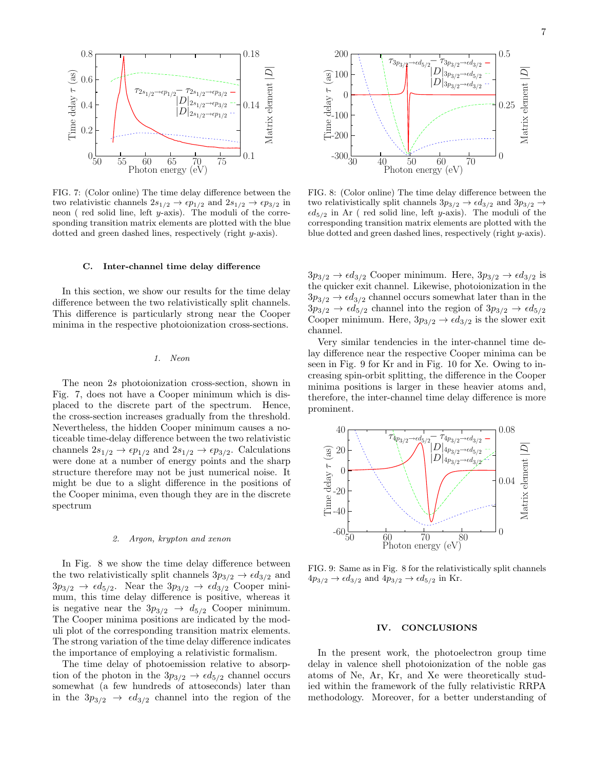FIG. 7: (Color online) The time delay difference between the two relativistic channels $2s_{1/2} \to \epsilon p_{1/2}$ and $2s_{1/2} \to \epsilon p_{3/2}$ in neon ( red solid line, left $y$-axis). The moduli of the corresponding transition matrix elements are plotted with the blue dotted and green dashed lines, respectively (right $y$-axis).

FIG. 8: (Color online) The time delay difference between the two relativistically split channels $3p_{3/2} \to \epsilon d_{3/2}$ and $3p_{3/2} \to \epsilon d_{5/2}$ in Ar ( red solid line, left $y$-axis). The moduli of the corresponding transition matrix elements are plotted with the blue dotted and green dashed lines, respectively (right $y$-axis).

### C. Inter-channel time delay difference

In this section, we show our results for the time delay difference between the two relativistically split channels. This difference is particularly strong near the Cooper minima in the respective photoionization cross-sections.

#### 1. Neon

The neon $2s$ photoionization cross-section, shown in Fig. 7, does not have a Cooper minimum which is displaced to the discrete part of the spectrum. Hence, the cross-section increases gradually from the threshold. Nevertheless, the hidden Cooper minimum causes a noticeable time-delay difference between the two relativistic channels $2s_{1/2} \to \epsilon p_{1/2}$ and $2s_{1/2} \to \epsilon p_{3/2}$. Calculations were done at a number of energy points and the sharp structure therefore may not be just numerical noise. It might be due to a slight difference in the positions of the Cooper minima, even though they are in the discrete spectrum

#### 2. Argon, krypton and xenon

In Fig. 8 we show the time delay difference between the two relativistically split channels $3p_{3/2} \to \epsilon d_{3/2}$ and $3p_{3/2} \to \epsilon d_{5/2}$. Near the $3p_{3/2} \to \epsilon d_{3/2}$ Cooper minimum, this time delay difference is positive, whereas it is negative near the $3p_{3/2} \to d_{5/2}$ Cooper minimum. The Cooper minima positions are indicated by the moduli plot of the corresponding transition matrix elements. The strong variation of the time delay difference indicates the importance of employing a relativistic formalism.

The time delay of photoemission relative to absorption of the photon in the $3p_{3/2} \to \epsilon d_{5/2}$ channel occurs somewhat (a few hundreds of attoseconds) later than in the $3p_{3/2} \to \epsilon d_{3/2}$ channel into the region of the $3p_{3/2} \to \epsilon d_{3/2}$ Cooper minimum. Here, $3p_{3/2} \to \epsilon d_{3/2}$ is the quicker exit channel. Likewise, photoionization in the $3p_{3/2} \to \epsilon d_{3/2}$ channel occurs somewhat later than in the $3p_{3/2} \to \epsilon d_{5/2}$ channel into the region of $3p_{3/2} \to \epsilon d_{5/2}$ Cooper minimum. Here, $3p_{3/2} \to \epsilon d_{3/2}$ is the slower exit channel.

Very similar tendencies in the inter-channel time delay difference near the respective Cooper minima can be seen in Fig. 9 for Kr and in Fig. 10 for Xe. Owing to increasing spin-orbit splitting, the difference in the Cooper minima positions is larger in these heavier atoms and, therefore, the inter-channel time delay difference is more prominent.

FIG. 9: Same as in Fig. 8 for the relativistically split channels $4p_{3/2} \to \epsilon d_{3/2}$ and $4p_{3/2} \to \epsilon d_{5/2}$ in Kr.

## IV. CONCLUSIONS

In the present work, the photoelectron group time delay in valence shell photoionization of the noble gas atoms of Ne, Ar, Kr, and Xe were theoretically studied within the framework of the fully relativistic RRPA methodology. Moreover, for a better understanding of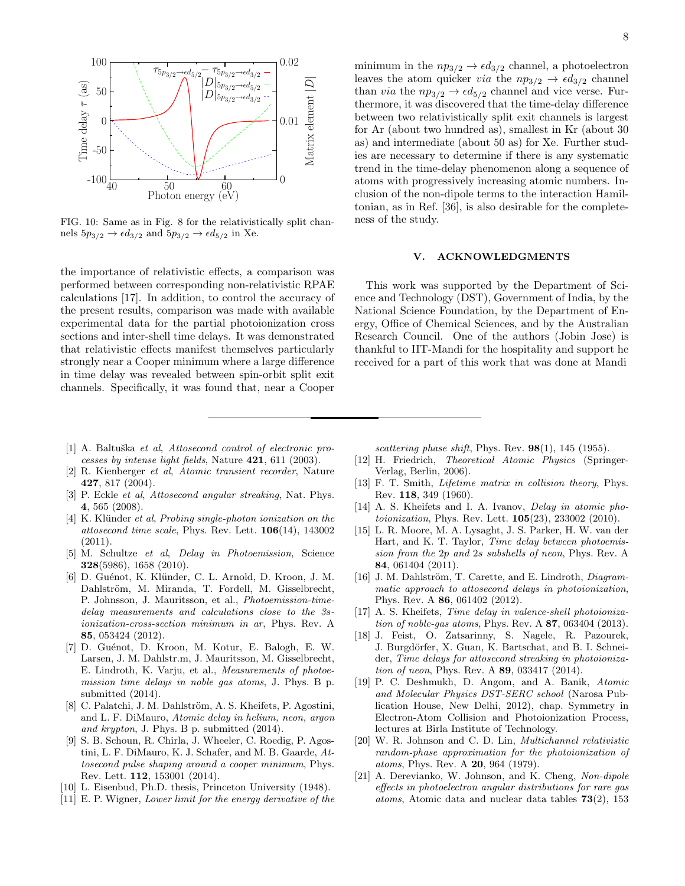FIG. 10: Same as in Fig. 8 for the relativistically split channels $5p_{3/2} \to \epsilon d_{3/2}$ and $5p_{3/2} \to \epsilon d_{5/2}$ in Xe.

the importance of relativistic effects, a comparison was performed between corresponding non-relativistic RPAE calculations [17]. In addition, to control the accuracy of the present results, comparison was made with available experimental data for the partial photoionization cross sections and inter-shell time delays. It was demonstrated that relativistic effects manifest themselves particularly strongly near a Cooper minimum where a large difference in time delay was revealed between spin-orbit split exit channels. Specifically, it was found that, near a Cooper minimum in the $np_{3/2} \to \epsilon d_{3/2}$ channel, a photoelectron leaves the atom quicker *via* the $np_{3/2} \to \epsilon d_{3/2}$ channel than *via* the $np_{3/2} \to \epsilon d_{5/2}$ channel and vice verse. Furthermore, it was discovered that the time-delay difference between two relativistically split exit channels is largest for Ar (about two hundred as), smallest in Kr (about 30 as) and intermediate (about 50 as) for Xe. Further studies are necessary to determine if there is any systematic trend in the time-delay phenomenon along a sequence of atoms with progressively increasing atomic numbers. Inclusion of the non-dipole terms to the interaction Hamiltonian, as in Ref. [36], is also desirable for the completeness of the study.

## V. ACKNOWLEDGMENTS

This work was supported by the Department of Science and Technology (DST), Government of India, by the National Science Foundation, by the Department of Energy, Office of Chemical Sciences, and by the Australian Research Council. One of the authors (Jobin Jose) is thankful to IIT-Mandi for the hospitality and support he received for a part of this work that was done at Mandi

---

[1] A. Baltuška *et al*, *Attosecond control of electronic processes by intense light fields*, Nature **421**, 611 (2003).

[2] R. Kienberger *et al*, *Atomic transient recorder*, Nature **427**, 817 (2004).

[3] P. Eckle *et al*, *Attosecond angular streaking*, Nat. Phys. **4**, 565 (2008).

[4] K. Klünder *et al*, *Probing single-photon ionization on the attosecond time scale*, Phys. Rev. Lett. **106**(14), 143002 (2011).

[5] M. Schultze *et al*, *Delay in Photoemission*, Science **328**(5986), 1658 (2010).

[6] D. Guénot, K. Klünder, C. L. Arnold, D. Kroon, J. M. Dahlström, M. Miranda, T. Fordell, M. Gisselbrecht, P. Johnsson, J. Mauritsson, et al., *Photoemission-time-delay measurements and calculations close to the 3s-ionization-cross-section minimum in ar*, Phys. Rev. A **85**, 053424 (2012).

[7] D. Guénot, D. Kroon, M. Kotur, E. Balogh, E. W. Larsen, J. M. Dahlstr.m, J. Mauritsson, M. Gisselbrecht, E. Lindroth, K. Varju, et al., *Measurements of photoemission time delays in noble gas atoms*, J. Phys. B p. submitted (2014).

[8] C. Palatchi, J. M. Dahlström, A. S. Kheifets, P. Agostini, and L. F. DiMauro, *Atomic delay in helium, neon, argon and krypton*, J. Phys. B p. submitted (2014).

[9] S. B. Schoun, R. Chirla, J. Wheeler, C. Roedig, P. Agostini, L. F. DiMauro, K. J. Schafer, and M. B. Gaarde, *Attosecond pulse shaping around a cooper minimum*, Phys. Rev. Lett. **112**, 153001 (2014).

[10] L. Eisenbud, Ph.D. thesis, Princeton University (1948).

[11] E. P. Wigner, *Lower limit for the energy derivative of the scattering phase shift*, Phys. Rev. **98**(1), 145 (1955).

[12] H. Friedrich, *Theoretical Atomic Physics* (Springer-Verlag, Berlin, 2006).

[13] F. T. Smith, *Lifetime matrix in collision theory*, Phys. Rev. **118**, 349 (1960).

[14] A. S. Kheifets and I. A. Ivanov, *Delay in atomic photoionization*, Phys. Rev. Lett. **105**(23), 233002 (2010).

[15] L. R. Moore, M. A. Lysaght, J. S. Parker, H. W. van der Hart, and K. T. Taylor, *Time delay between photoemission from the 2p and 2s subshells of neon*, Phys. Rev. A **84**, 061404 (2011).

[16] J. M. Dahlström, T. Carette, and E. Lindroth, *Diagrammatic approach to attosecond delays in photoionization*, Phys. Rev. A **86**, 061402 (2012).

[17] A. S. Kheifets, *Time delay in valence-shell photoionization of noble-gas atoms*, Phys. Rev. A **87**, 063404 (2013).

[18] J. Feist, O. Zatsarinny, S. Nagele, R. Pazourek, J. Burgdörfer, X. Guan, K. Bartschat, and B. I. Schneider, *Time delays for attosecond streaking in photoionization of neon*, Phys. Rev. A **89**, 033417 (2014).

[19] P. C. Deshmukh, D. Angom, and A. Banik, *Atomic and Molecular Physics DST-SERC school* (Narosa Publication House, New Delhi, 2012), chap. Symmetry in Electron-Atom Collision and Photoionization Process, lectures at Birla Institute of Technology.

[20] W. R. Johnson and C. D. Lin, *Multichannel relativistic random-phase approximation for the photoionization of atoms*, Phys. Rev. A **20**, 964 (1979).

[21] A. Derevianko, W. Johnson, and K. Cheng, *Non-dipole effects in photoelectron angular distributions for rare gas atoms*, Atomic data and nuclear data tables **73**(2), 153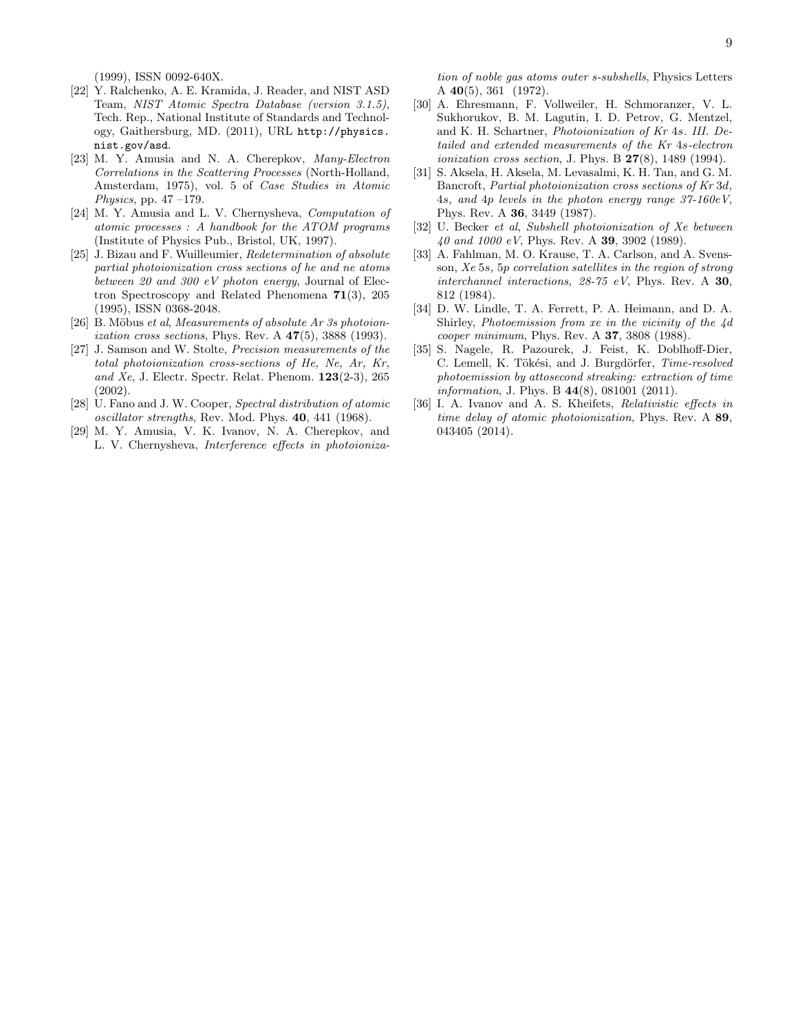(1999), ISSN 0092-640X.

[22] Y. Ralchenko, A. E. Kramida, J. Reader, and NIST ASD Team, *NIST Atomic Spectra Database (version 3.1.5)*, Tech. Rep., National Institute of Standards and Technology, Gaithersburg, MD. (2011), URL `http://physics.nist.gov/asd`.

[23] M. Y. Amusia and N. A. Cherepkov, *Many-Electron Correlations in the Scattering Processes* (North-Holland, Amsterdam, 1975), vol. 5 of *Case Studies in Atomic Physics*, pp. 47 –179.

[24] M. Y. Amusia and L. V. Chernysheva, *Computation of atomic processes : A handbook for the ATOM programs* (Institute of Physics Pub., Bristol, UK, 1997).

[25] J. Bizau and F. Wuilleumier, *Redetermination of absolute partial photoionization cross sections of he and ne atoms between 20 and 300 eV photon energy*, Journal of Electron Spectroscopy and Related Phenomena **71**(3), 205 (1995), ISSN 0368-2048.

[26] B. Möbus *et al*, *Measurements of absolute Ar 3s photoionization cross sections*, Phys. Rev. A **47**(5), 3888 (1993).

[27] J. Samson and W. Stolte, *Precision measurements of the total photoionization cross-sections of He, Ne, Ar, Kr, and Xe*, J. Electr. Spectr. Relat. Phenom. **123**(2-3), 265 (2002).

[28] U. Fano and J. W. Cooper, *Spectral distribution of atomic oscillator strengths*, Rev. Mod. Phys. **40**, 441 (1968).

[29] M. Y. Amusia, V. K. Ivanov, N. A. Cherepkov, and L. V. Chernysheva, *Interference effects in photoionization of noble gas atoms outer s-subshells*, Physics Letters A **40**(5), 361 (1972).

[30] A. Ehresmann, F. Vollweiler, H. Schmoranzer, V. L. Sukhorukov, B. M. Lagutin, I. D. Petrov, G. Mentzel, and K. H. Schartner, *Photoionization of Kr 4s. III. Detailed and extended measurements of the Kr 4s-electron ionization cross section*, J. Phys. B **27**(8), 1489 (1994).

[31] S. Aksela, H. Aksela, M. Levasalmi, K. H. Tan, and G. M. Bancroft, *Partial photoionization cross sections of Kr 3d, 4s, and 4p levels in the photon energy range 37-160eV*, Phys. Rev. A **36**, 3449 (1987).

[32] U. Becker *et al*, *Subshell photoionization of Xe between 40 and 1000 eV*, Phys. Rev. A **39**, 3902 (1989).

[33] A. Fahlman, M. O. Krause, T. A. Carlson, and A. Svensson, *Xe 5s, 5p correlation satellites in the region of strong interchannel interactions, 28-75 eV*, Phys. Rev. A **30**, 812 (1984).

[34] D. W. Lindle, T. A. Ferrett, P. A. Heimann, and D. A. Shirley, *Photoemission from xe in the vicinity of the 4d cooper minimum*, Phys. Rev. A **37**, 3808 (1988).

[35] S. Nagele, R. Pazourek, J. Feist, K. Doblhoff-Dier, C. Lemell, K. Tökési, and J. Burgdörfer, *Time-resolved photoemission by attosecond streaking: extraction of time information*, J. Phys. B **44**(8), 081001 (2011).

[36] I. A. Ivanov and A. S. Kheifets, *Relativistic effects in time delay of atomic photoionization*, Phys. Rev. A **89**, 043405 (2014).